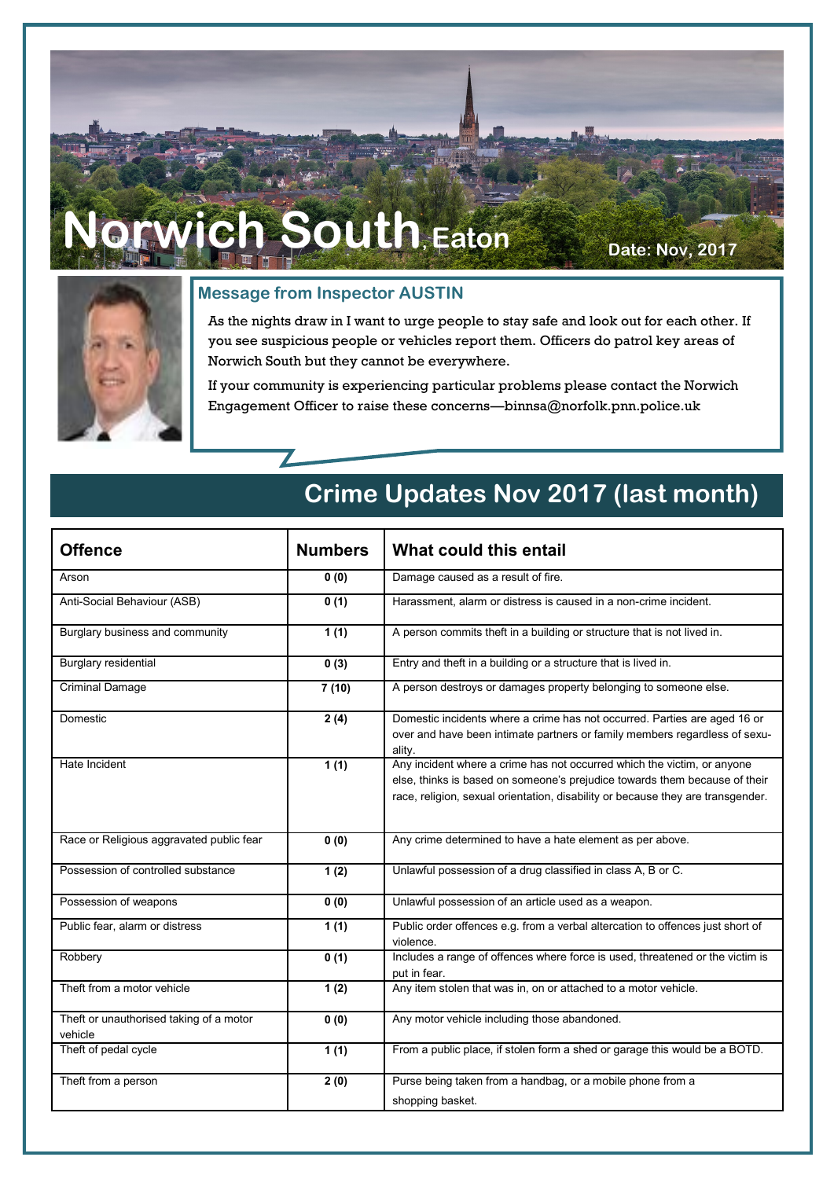# Norwich South, Eaton

**Date: Nov, 2017**

### Message from Inspector AUSTIN

As the nights draw in I want to urge people to stay safe and look out for each other. If you see suspicious people or vehicles report them. Officers do patrol key areas of Norwich South but they cannot be everywhere.

If your community is experiencing particular problems please contact the Norwich Engagement Officer to raise these concerns—binnsa@norfolk.pnn.police.uk

## Crime Updates Nov 2017 (last month)

| Offence | Numbers | What could this entail |
|---|---|---|
| Arson | **0 (0)** | Damage caused as a result of fire. |
| Anti-Social Behaviour (ASB) | **0 (1)** | Harassment, alarm or distress is caused in a non-crime incident. |
| Burglary business and community | **1 (1)** | A person commits theft in a building or structure that is not lived in. |
| Burglary residential | **0 (3)** | Entry and theft in a building or a structure that is lived in. |
| Criminal Damage | **7 (10)** | A person destroys or damages property belonging to someone else. |
| Domestic | **2 (4)** | Domestic incidents where a crime has not occurred. Parties are aged 16 or over and have been intimate partners or family members regardless of sexuality. |
| Hate Incident | **1 (1)** | Any incident where a crime has not occurred which the victim, or anyone else, thinks is based on someone's prejudice towards them because of their race, religion, sexual orientation, disability or because they are transgender. |
| Race or Religious aggravated public fear | **0 (0)** | Any crime determined to have a hate element as per above. |
| Possession of controlled substance | **1 (2)** | Unlawful possession of a drug classified in class A, B or C. |
| Possession of weapons | **0 (0)** | Unlawful possession of an article used as a weapon. |
| Public fear, alarm or distress | **1 (1)** | Public order offences e.g. from a verbal altercation to offences just short of violence. |
| Robbery | **0 (1)** | Includes a range of offences where force is used, threatened or the victim is put in fear. |
| Theft from a motor vehicle | **1 (2)** | Any item stolen that was in, on or attached to a motor vehicle. |
| Theft or unauthorised taking of a motor vehicle | **0 (0)** | Any motor vehicle including those abandoned. |
| Theft of pedal cycle | **1 (1)** | From a public place, if stolen form a shed or garage this would be a BOTD. |
| Theft from a person | **2 (0)** | Purse being taken from a handbag, or a mobile phone from a shopping basket. |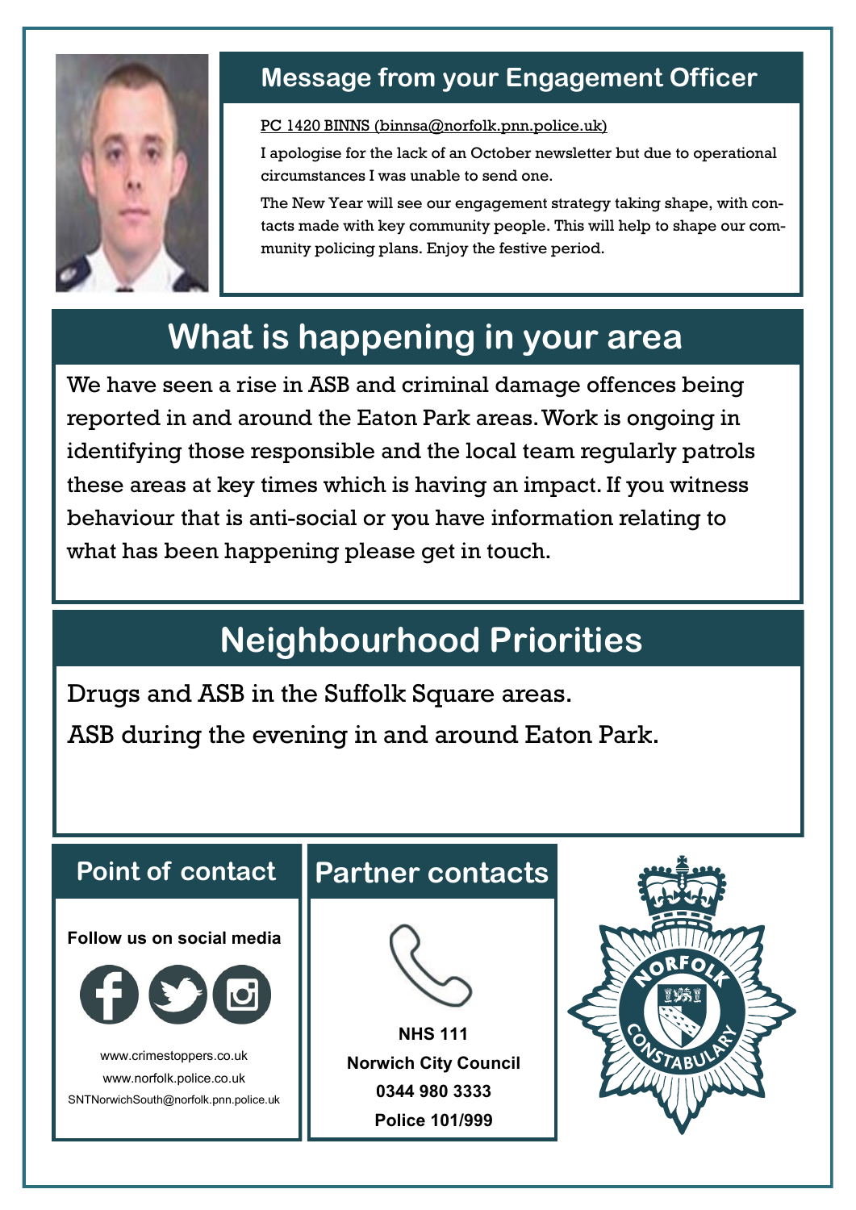## Message from your Engagement Officer

PC 1420 BINNS (binnsa@norfolk.pnn.police.uk)

I apologise for the lack of an October newsletter but due to operational circumstances I was unable to send one.

The New Year will see our engagement strategy taking shape, with contacts made with key community people. This will help to shape our community policing plans. Enjoy the festive period.

# What is happening in your area

We have seen a rise in ASB and criminal damage offences being reported in and around the Eaton Park areas. Work is ongoing in identifying those responsible and the local team regularly patrols these areas at key times which is having an impact. If you witness behaviour that is anti-social or you have information relating to what has been happening please get in touch.

# Neighbourhood Priorities

Drugs and ASB in the Suffolk Square areas.

ASB during the evening in and around Eaton Park.

## Point of contact

**Follow us on social media**

www.crimestoppers.co.uk

www.norfolk.police.co.uk

SNTNorwichSouth@norfolk.pnn.police.uk

## Partner contacts

**NHS 111**

**Norwich City Council**

**0344 980 3333**

**Police 101/999**